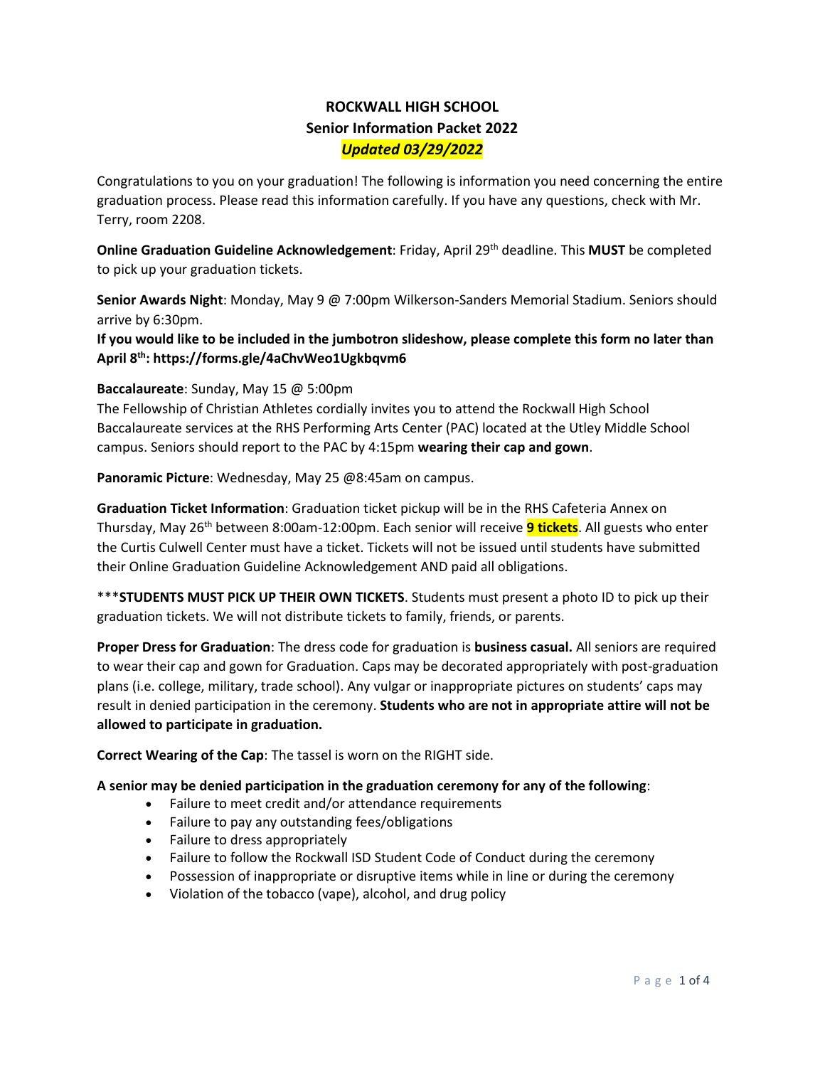# ROCKWALL HIGH SCHOOL
## Senior Information Packet 2022
***Updated 03/29/2022***

Congratulations to you on your graduation! The following is information you need concerning the entire graduation process. Please read this information carefully. If you have any questions, check with Mr. Terry, room 2208.

**Online Graduation Guideline Acknowledgement**: Friday, April 29th deadline. This **MUST** be completed to pick up your graduation tickets.

**Senior Awards Night**: Monday, May 9 @ 7:00pm Wilkerson-Sanders Memorial Stadium. Seniors should arrive by 6:30pm.

**If you would like to be included in the jumbotron slideshow, please complete this form no later than April 8th: https://forms.gle/4aChvWeo1Ugkbqvm6**

**Baccalaureate**: Sunday, May 15 @ 5:00pm
The Fellowship of Christian Athletes cordially invites you to attend the Rockwall High School Baccalaureate services at the RHS Performing Arts Center (PAC) located at the Utley Middle School campus. Seniors should report to the PAC by 4:15pm **wearing their cap and gown**.

**Panoramic Picture**: Wednesday, May 25 @8:45am on campus.

**Graduation Ticket Information**: Graduation ticket pickup will be in the RHS Cafeteria Annex on Thursday, May 26th between 8:00am-12:00pm. Each senior will receive **9 tickets**. All guests who enter the Curtis Culwell Center must have a ticket. Tickets will not be issued until students have submitted their Online Graduation Guideline Acknowledgement AND paid all obligations.

***STUDENTS MUST PICK UP THEIR OWN TICKETS**. Students must present a photo ID to pick up their graduation tickets. We will not distribute tickets to family, friends, or parents.

**Proper Dress for Graduation**: The dress code for graduation is **business casual.** All seniors are required to wear their cap and gown for Graduation. Caps may be decorated appropriately with post-graduation plans (i.e. college, military, trade school). Any vulgar or inappropriate pictures on students' caps may result in denied participation in the ceremony. **Students who are not in appropriate attire will not be allowed to participate in graduation.**

**Correct Wearing of the Cap**: The tassel is worn on the RIGHT side.

**A senior may be denied participation in the graduation ceremony for any of the following**:

- Failure to meet credit and/or attendance requirements
- Failure to pay any outstanding fees/obligations
- Failure to dress appropriately
- Failure to follow the Rockwall ISD Student Code of Conduct during the ceremony
- Possession of inappropriate or disruptive items while in line or during the ceremony
- Violation of the tobacco (vape), alcohol, and drug policy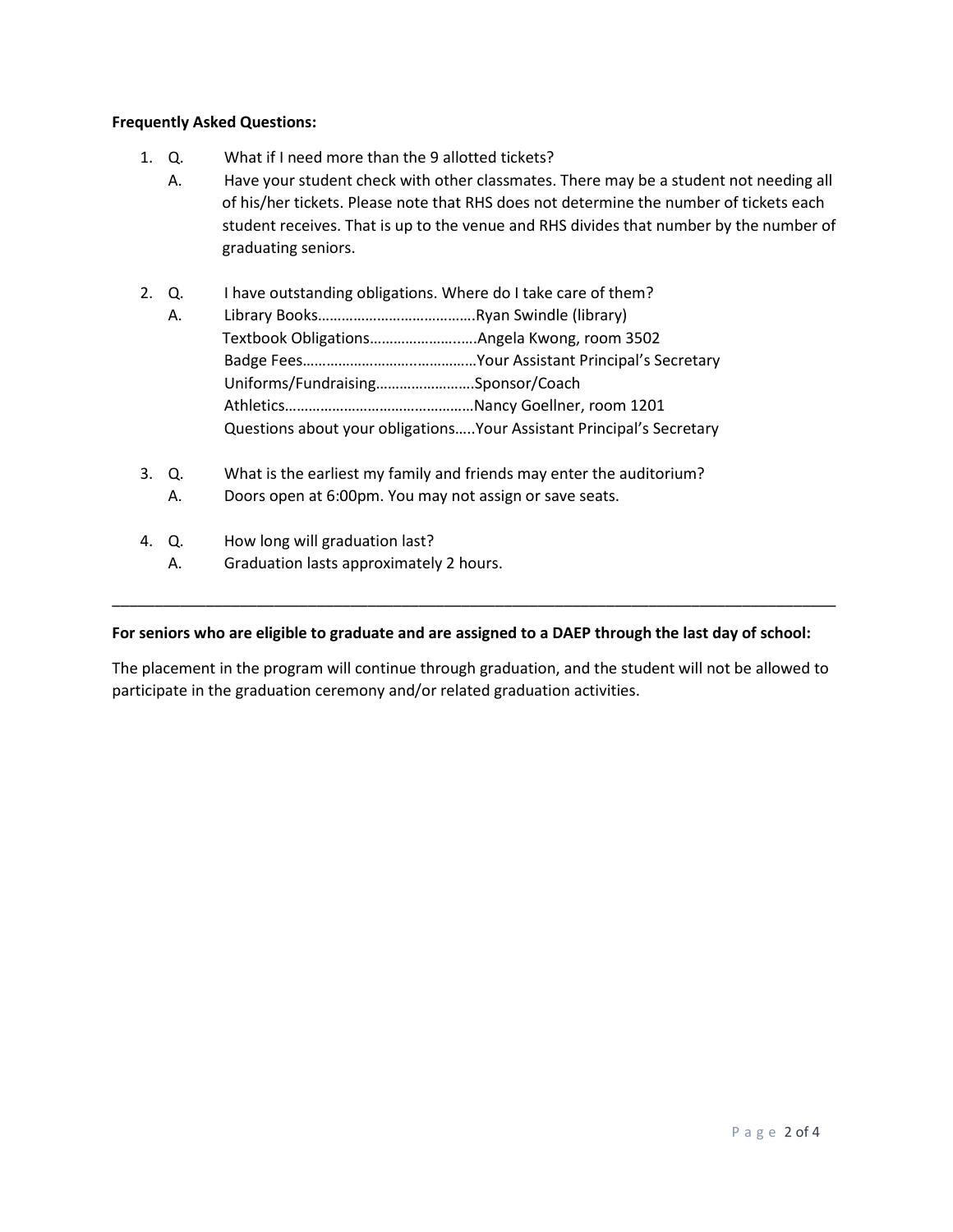**Frequently Asked Questions:**

1. Q. What if I need more than the 9 allotted tickets?
   A. Have your student check with other classmates. There may be a student not needing all of his/her tickets. Please note that RHS does not determine the number of tickets each student receives. That is up to the venue and RHS divides that number by the number of graduating seniors.

2. Q. I have outstanding obligations. Where do I take care of them?
   A. Library Books………………………………….Ryan Swindle (library)
   Textbook Obligations……………………..…Angela Kwong, room 3502
   Badge Fees…………………………..…………Your Assistant Principal's Secretary
   Uniforms/Fundraising…………………….Sponsor/Coach
   Athletics…………………………………………Nancy Goellner, room 1201
   Questions about your obligations…..Your Assistant Principal's Secretary

3. Q. What is the earliest my family and friends may enter the auditorium?
   A. Doors open at 6:00pm. You may not assign or save seats.

4. Q. How long will graduation last?
   A. Graduation lasts approximately 2 hours.

---

**For seniors who are eligible to graduate and are assigned to a DAEP through the last day of school:**

The placement in the program will continue through graduation, and the student will not be allowed to participate in the graduation ceremony and/or related graduation activities.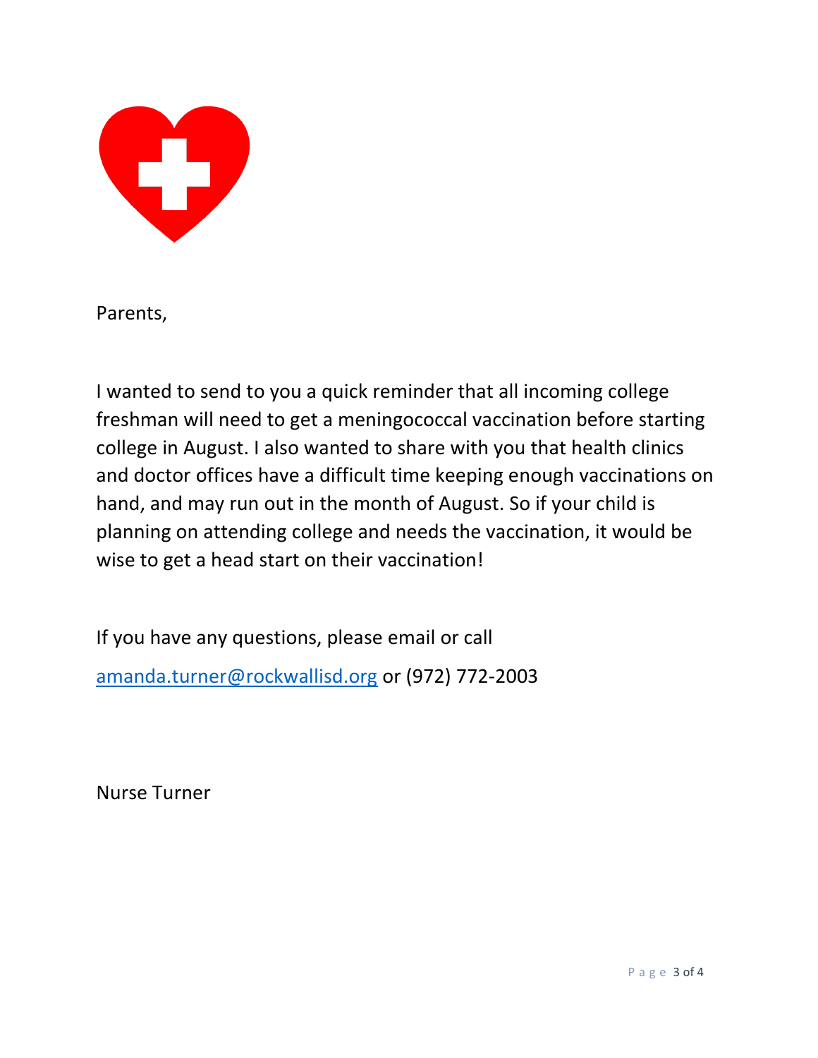Parents,

I wanted to send to you a quick reminder that all incoming college freshman will need to get a meningococcal vaccination before starting college in August. I also wanted to share with you that health clinics and doctor offices have a difficult time keeping enough vaccinations on hand, and may run out in the month of August. So if your child is planning on attending college and needs the vaccination, it would be wise to get a head start on their vaccination!

If you have any questions, please email or call

amanda.turner@rockwallisd.org or (972) 772-2003

Nurse Turner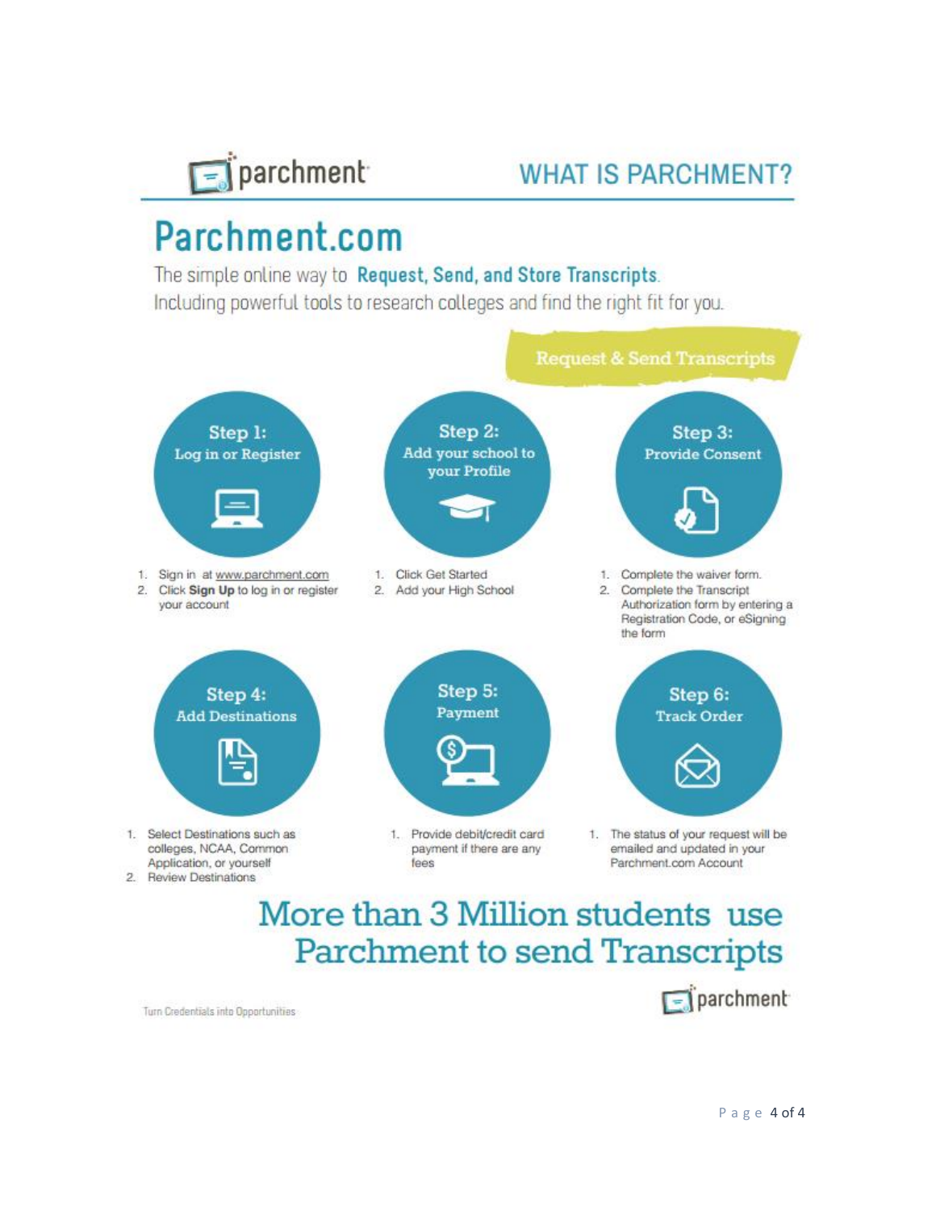parchment

## WHAT IS PARCHMENT?

# Parchment.com

The simple online way to **Request, Send, and Store Transcripts**.
Including powerful tools to research colleges and find the right fit for you.

**Request & Send Transcripts**

### Step 1: Log in or Register

1. Sign in at www.parchment.com
2. Click **Sign Up** to log in or register your account

### Step 2: Add your school to your Profile

1. Click Get Started
2. Add your High School

### Step 3: Provide Consent

1. Complete the waiver form.
2. Complete the Transcript Authorization form by entering a Registration Code, or eSigning the form

### Step 4: Add Destinations

1. Select Destinations such as colleges, NCAA, Common Application, or yourself
2. Review Destinations

### Step 5: Payment

1. Provide debit/credit card payment if there are any fees

### Step 6: Track Order

1. The status of your request will be emailed and updated in your Parchment.com Account

## More than 3 Million students use Parchment to send Transcripts

Turn Credentials into Opportunities

parchment